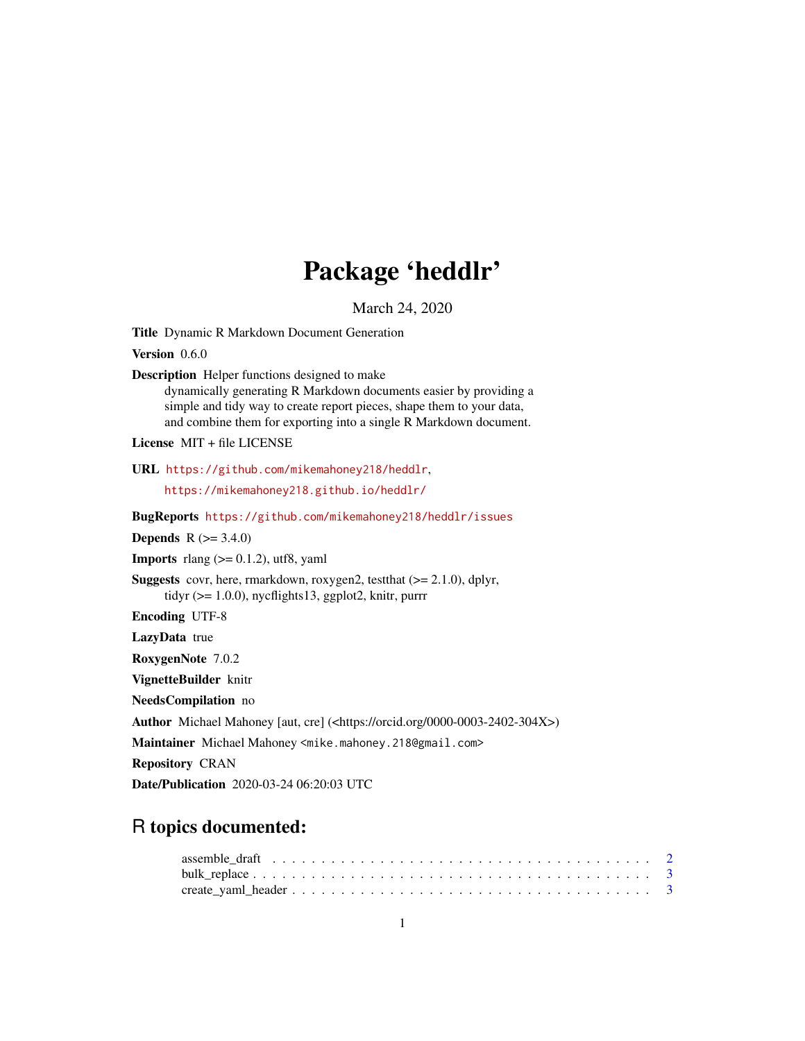# Package 'heddlr'

March 24, 2020

**Title** Dynamic R Markdown Document Generation

**Version** 0.6.0

**Description** Helper functions designed to make
dynamically generating R Markdown documents easier by providing a
simple and tidy way to create report pieces, shape them to your data,
and combine them for exporting into a single R Markdown document.

**License** MIT + file LICENSE

**URL** https://github.com/mikemahoney218/heddlr,
https://mikemahoney218.github.io/heddlr/

**BugReports** https://github.com/mikemahoney218/heddlr/issues

**Depends** R (>= 3.4.0)

**Imports** rlang (>= 0.1.2), utf8, yaml

**Suggests** covr, here, rmarkdown, roxygen2, testthat (>= 2.1.0), dplyr,
tidyr (>= 1.0.0), nycflights13, ggplot2, knitr, purrr

**Encoding** UTF-8

**LazyData** true

**RoxygenNote** 7.0.2

**VignetteBuilder** knitr

**NeedsCompilation** no

**Author** Michael Mahoney [aut, cre] (<https://orcid.org/0000-0003-2402-304X>)

**Maintainer** Michael Mahoney <mike.mahoney.218@gmail.com>

**Repository** CRAN

**Date/Publication** 2020-03-24 06:20:03 UTC

## R topics documented:

assemble_draft . . . . . . . . . . . . . . . . . . . . . . . . . . . . . . . . . . . . . . 2
bulk_replace . . . . . . . . . . . . . . . . . . . . . . . . . . . . . . . . . . . . . . . 3
create_yaml_header . . . . . . . . . . . . . . . . . . . . . . . . . . . . . . . . . . . . 3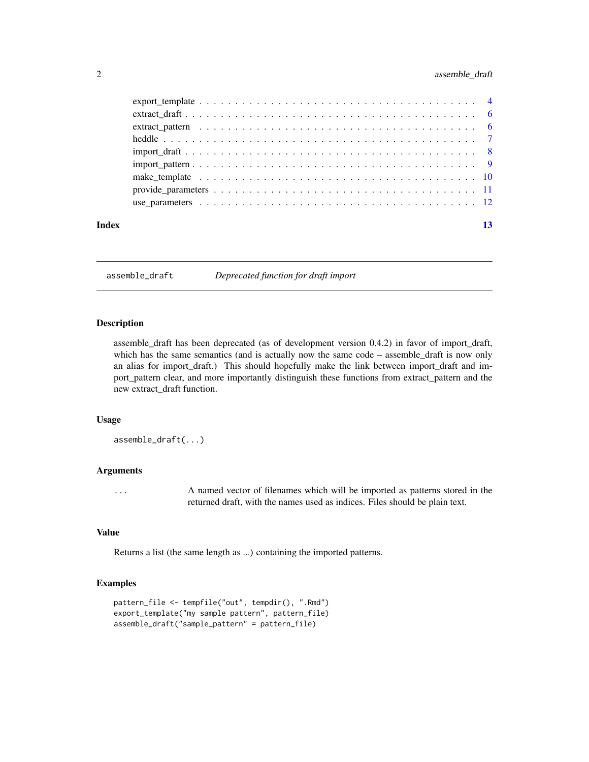| | |
|---|---|
| export_template | 4 |
| extract_draft | 6 |
| extract_pattern | 6 |
| heddle | 7 |
| import_draft | 8 |
| import_pattern | 9 |
| make_template | 10 |
| provide_parameters | 11 |
| use_parameters | 12 |

**Index** **13**

---

## assemble_draft — *Deprecated function for draft import*

---

### Description

assemble_draft has been deprecated (as of development version 0.4.2) in favor of import_draft, which has the same semantics (and is actually now the same code – assemble_draft is now only an alias for import_draft.) This should hopefully make the link between import_draft and import_pattern clear, and more importantly distinguish these functions from extract_pattern and the new extract_draft function.

### Usage

```
assemble_draft(...)
```

### Arguments

| | |
|---|---|
| ... | A named vector of filenames which will be imported as patterns stored in the returned draft, with the names used as indices. Files should be plain text. |

### Value

Returns a list (the same length as ...) containing the imported patterns.

### Examples

```
pattern_file <- tempfile("out", tempdir(), ".Rmd")
export_template("my sample pattern", pattern_file)
assemble_draft("sample_pattern" = pattern_file)
```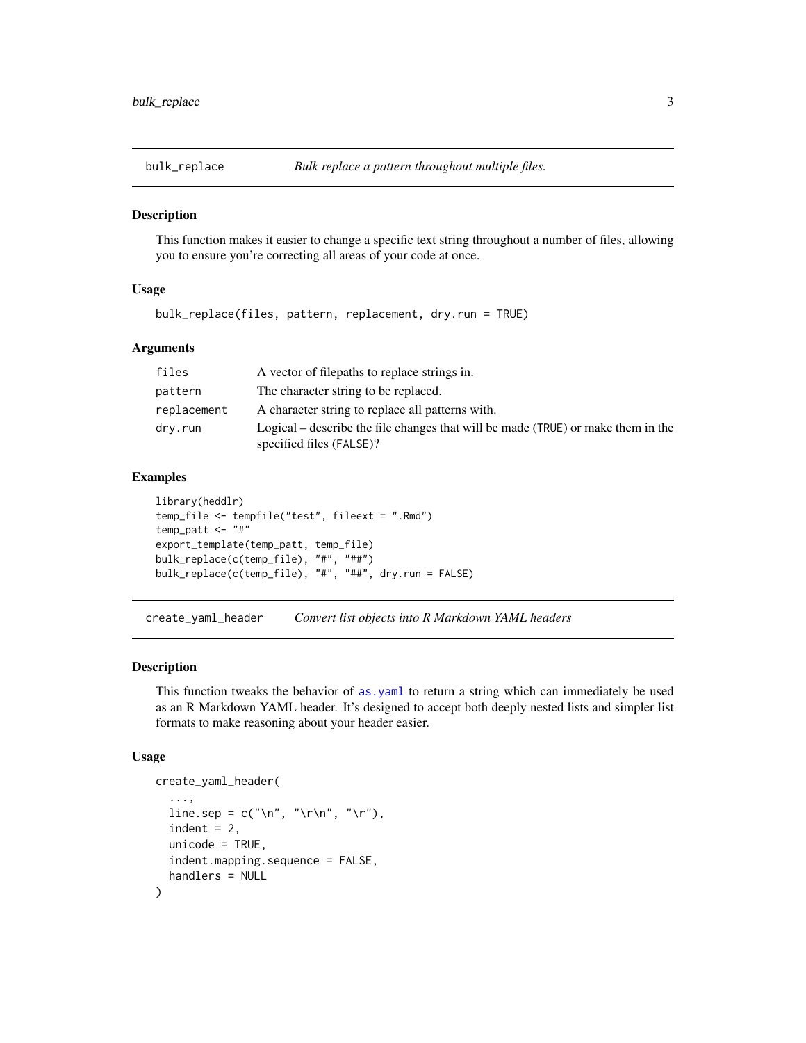## bulk_replace — *Bulk replace a pattern throughout multiple files.*

### Description

This function makes it easier to change a specific text string throughout a number of files, allowing you to ensure you're correcting all areas of your code at once.

### Usage

```
bulk_replace(files, pattern, replacement, dry.run = TRUE)
```

### Arguments

| | |
|---|---|
| `files` | A vector of filepaths to replace strings in. |
| `pattern` | The character string to be replaced. |
| `replacement` | A character string to replace all patterns with. |
| `dry.run` | Logical – describe the file changes that will be made (`TRUE`) or make them in the specified files (`FALSE`)? |

### Examples

```
library(heddlr)
temp_file <- tempfile("test", fileext = ".Rmd")
temp_patt <- "#"
export_template(temp_patt, temp_file)
bulk_replace(c(temp_file), "#", "##")
bulk_replace(c(temp_file), "#", "##", dry.run = FALSE)
```

## create_yaml_header — *Convert list objects into R Markdown YAML headers*

### Description

This function tweaks the behavior of `as.yaml` to return a string which can immediately be used as an R Markdown YAML header. It's designed to accept both deeply nested lists and simpler list formats to make reasoning about your header easier.

### Usage

```
create_yaml_header(
  ...,
  line.sep = c("\n", "\r\n", "\r"),
  indent = 2,
  unicode = TRUE,
  indent.mapping.sequence = FALSE,
  handlers = NULL
)
```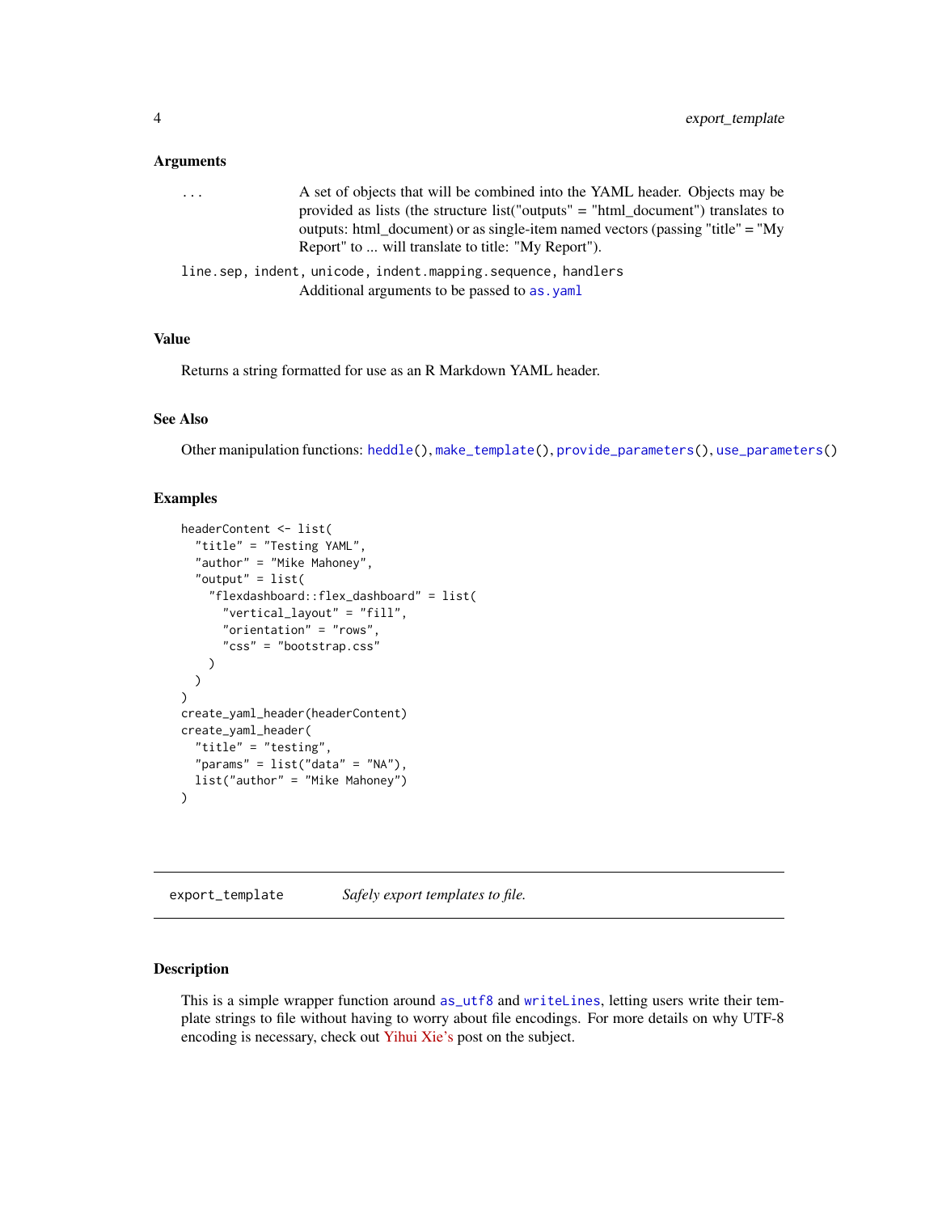### Arguments

`...` A set of objects that will be combined into the YAML header. Objects may be provided as lists (the structure list("outputs" = "html_document") translates to outputs: html_document) or as single-item named vectors (passing "title" = "My Report" to ... will translate to title: "My Report").

`line.sep, indent, unicode, indent.mapping.sequence, handlers` Additional arguments to be passed to `as.yaml`

### Value

Returns a string formatted for use as an R Markdown YAML header.

### See Also

Other manipulation functions: `heddle()`, `make_template()`, `provide_parameters()`, `use_parameters()`

### Examples

```
headerContent <- list(
  "title" = "Testing YAML",
  "author" = "Mike Mahoney",
  "output" = list(
    "flexdashboard::flex_dashboard" = list(
      "vertical_layout" = "fill",
      "orientation" = "rows",
      "css" = "bootstrap.css"
    )
  )
)
create_yaml_header(headerContent)
create_yaml_header(
  "title" = "testing",
  "params" = list("data" = "NA"),
  list("author" = "Mike Mahoney")
)
```

---

## `export_template` *Safely export templates to file.*

---

### Description

This is a simple wrapper function around `as_utf8` and `writeLines`, letting users write their template strings to file without having to worry about file encodings. For more details on why UTF-8 encoding is necessary, check out Yihui Xie's post on the subject.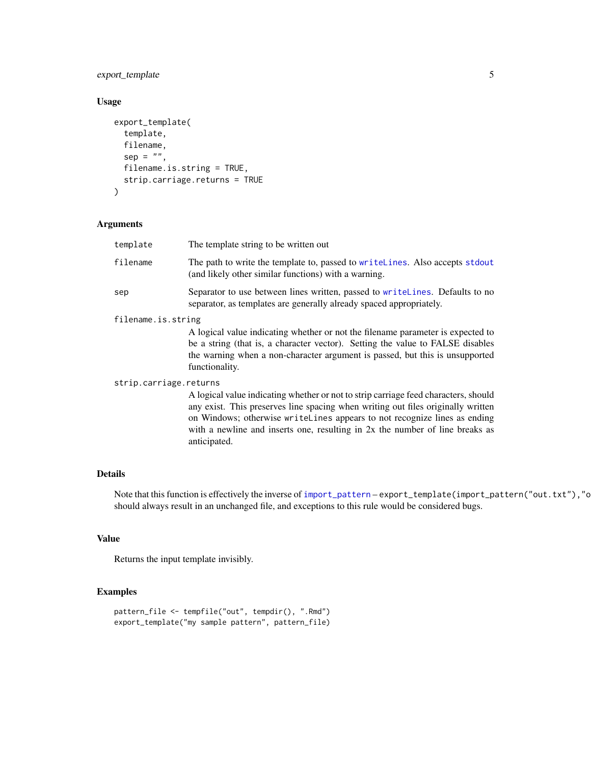## Usage

```
export_template(
  template,
  filename,
  sep = "",
  filename.is.string = TRUE,
  strip.carriage.returns = TRUE
)
```

## Arguments

| | |
|---|---|
| template | The template string to be written out |
| filename | The path to write the template to, passed to writeLines. Also accepts stdout (and likely other similar functions) with a warning. |
| sep | Separator to use between lines written, passed to writeLines. Defaults to no separator, as templates are generally already spaced appropriately. |
| filename.is.string | A logical value indicating whether or not the filename parameter is expected to be a string (that is, a character vector). Setting the value to FALSE disables the warning when a non-character argument is passed, but this is unsupported functionality. |
| strip.carriage.returns | A logical value indicating whether or not to strip carriage feed characters, should any exist. This preserves line spacing when writing out files originally written on Windows; otherwise `writeLines` appears to not recognize lines as ending with a newline and inserts one, resulting in 2x the number of line breaks as anticipated. |

## Details

Note that this function is effectively the inverse of import_pattern – `export_template(import_pattern("out.txt"),"o` should always result in an unchanged file, and exceptions to this rule would be considered bugs.

## Value

Returns the input template invisibly.

## Examples

```
pattern_file <- tempfile("out", tempdir(), ".Rmd")
export_template("my sample pattern", pattern_file)
```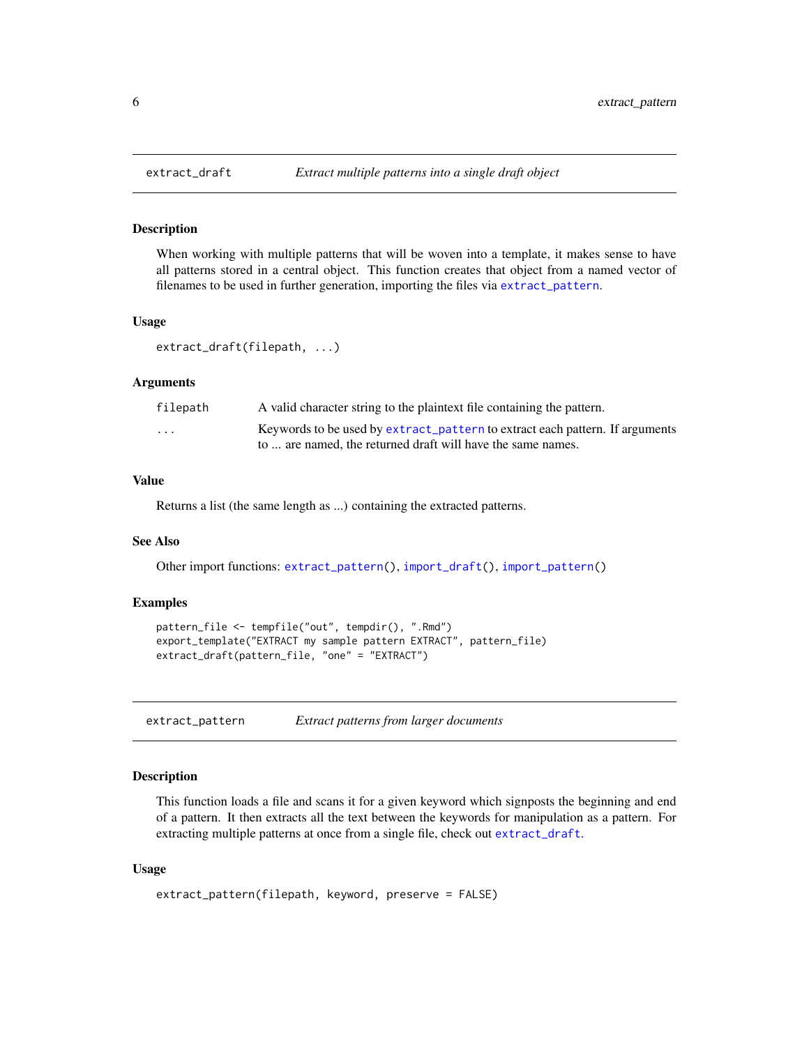## extract_draft — *Extract multiple patterns into a single draft object*

### Description

When working with multiple patterns that will be woven into a template, it makes sense to have all patterns stored in a central object. This function creates that object from a named vector of filenames to be used in further generation, importing the files via `extract_pattern`.

### Usage

```
extract_draft(filepath, ...)
```

### Arguments

| | |
|---|---|
| `filepath` | A valid character string to the plaintext file containing the pattern. |
| `...` | Keywords to be used by `extract_pattern` to extract each pattern. If arguments to ... are named, the returned draft will have the same names. |

### Value

Returns a list (the same length as ...) containing the extracted patterns.

### See Also

Other import functions: `extract_pattern()`, `import_draft()`, `import_pattern()`

### Examples

```
pattern_file <- tempfile("out", tempdir(), ".Rmd")
export_template("EXTRACT my sample pattern EXTRACT", pattern_file)
extract_draft(pattern_file, "one" = "EXTRACT")
```

## extract_pattern — *Extract patterns from larger documents*

### Description

This function loads a file and scans it for a given keyword which signposts the beginning and end of a pattern. It then extracts all the text between the keywords for manipulation as a pattern. For extracting multiple patterns at once from a single file, check out `extract_draft`.

### Usage

```
extract_pattern(filepath, keyword, preserve = FALSE)
```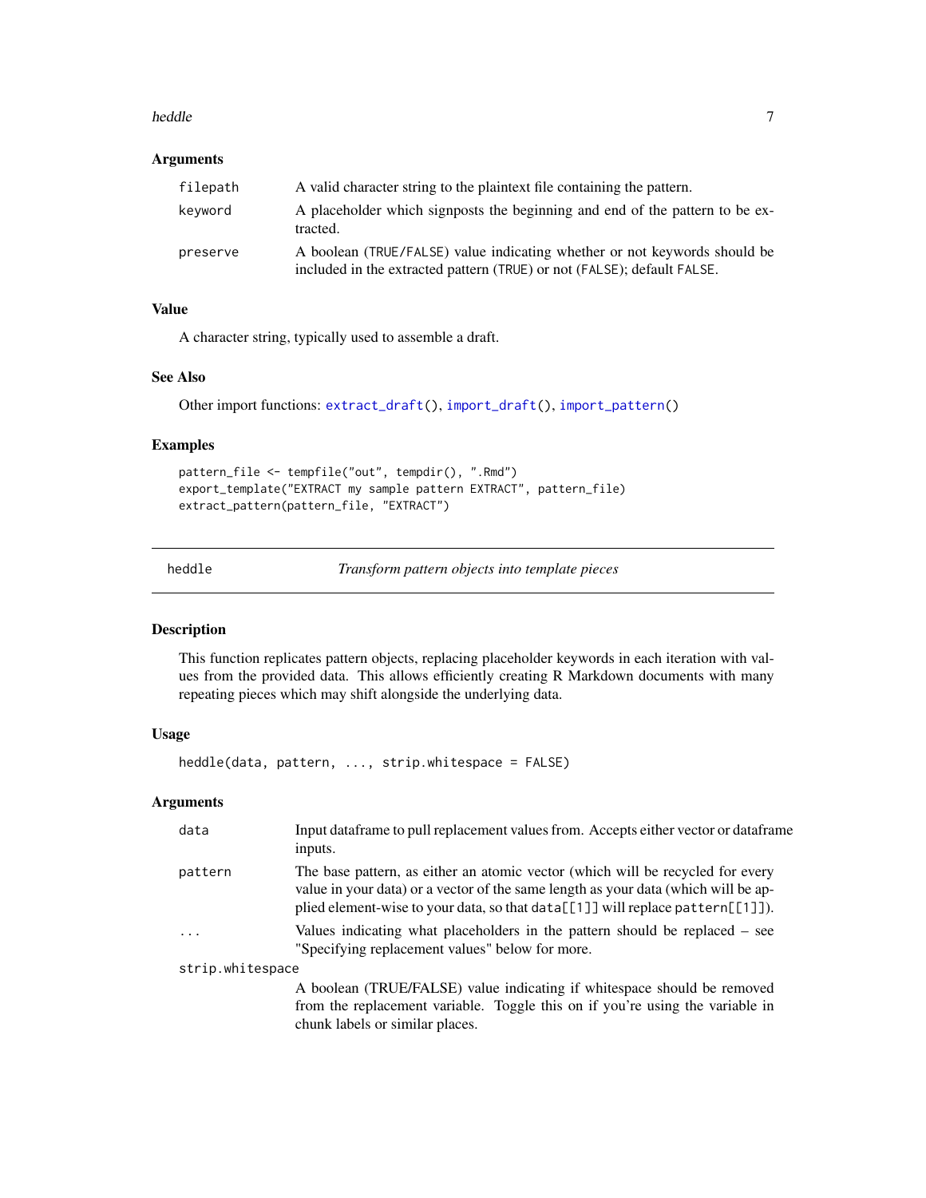### Arguments

| | |
|---|---|
| `filepath` | A valid character string to the plaintext file containing the pattern. |
| `keyword` | A placeholder which signposts the beginning and end of the pattern to be extracted. |
| `preserve` | A boolean (`TRUE`/`FALSE`) value indicating whether or not keywords should be included in the extracted pattern (`TRUE`) or not (`FALSE`); default `FALSE`. |

### Value

A character string, typically used to assemble a draft.

### See Also

Other import functions: `extract_draft()`, `import_draft()`, `import_pattern()`

### Examples

```
pattern_file <- tempfile("out", tempdir(), ".Rmd")
export_template("EXTRACT my sample pattern EXTRACT", pattern_file)
extract_pattern(pattern_file, "EXTRACT")
```

---

## heddle — *Transform pattern objects into template pieces*

### Description

This function replicates pattern objects, replacing placeholder keywords in each iteration with values from the provided data. This allows efficiently creating R Markdown documents with many repeating pieces which may shift alongside the underlying data.

### Usage

```
heddle(data, pattern, ..., strip.whitespace = FALSE)
```

### Arguments

| | |
|---|---|
| `data` | Input dataframe to pull replacement values from. Accepts either vector or dataframe inputs. |
| `pattern` | The base pattern, as either an atomic vector (which will be recycled for every value in your data) or a vector of the same length as your data (which will be applied element-wise to your data, so that `data[[1]]` will replace `pattern[[1]]`). |
| `...` | Values indicating what placeholders in the pattern should be replaced – see "Specifying replacement values" below for more. |
| `strip.whitespace` | A boolean (TRUE/FALSE) value indicating if whitespace should be removed from the replacement variable. Toggle this on if you're using the variable in chunk labels or similar places. |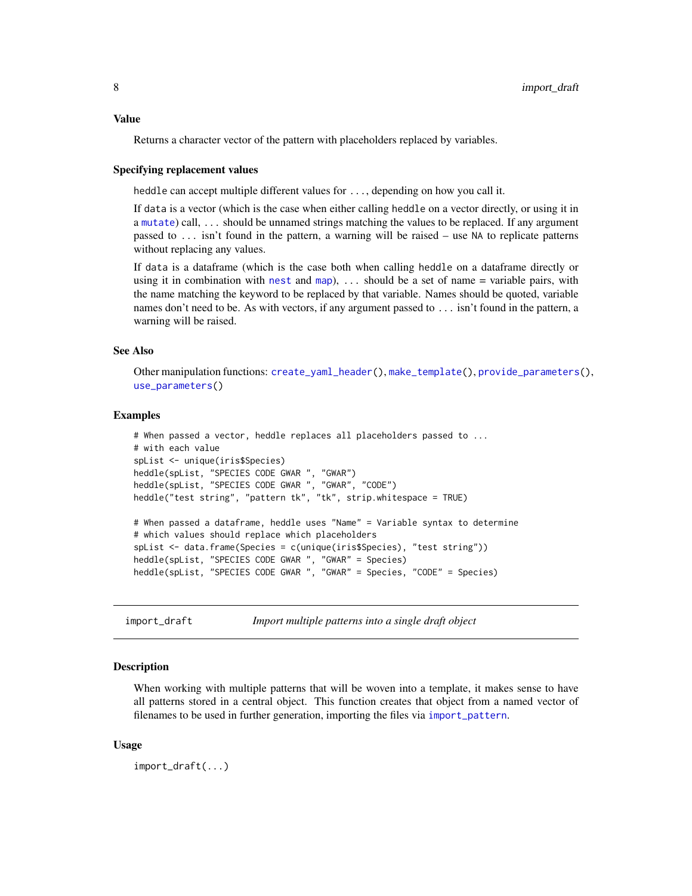### Value

Returns a character vector of the pattern with placeholders replaced by variables.

### Specifying replacement values

`heddle` can accept multiple different values for `...`, depending on how you call it.

If `data` is a vector (which is the case when either calling `heddle` on a vector directly, or using it in a `mutate`) call, `...` should be unnamed strings matching the values to be replaced. If any argument passed to `...` isn't found in the pattern, a warning will be raised – use `NA` to replicate patterns without replacing any values.

If `data` is a dataframe (which is the case both when calling `heddle` on a dataframe directly or using it in combination with `nest` and `map`), `...` should be a set of name = variable pairs, with the name matching the keyword to be replaced by that variable. Names should be quoted, variable names don't need to be. As with vectors, if any argument passed to `...` isn't found in the pattern, a warning will be raised.

### See Also

Other manipulation functions: `create_yaml_header()`, `make_template()`, `provide_parameters()`, `use_parameters()`

### Examples

```
# When passed a vector, heddle replaces all placeholders passed to ...
# with each value
spList <- unique(iris$Species)
heddle(spList, "SPECIES CODE GWAR ", "GWAR")
heddle(spList, "SPECIES CODE GWAR ", "GWAR", "CODE")
heddle("test string", "pattern tk", "tk", strip.whitespace = TRUE)

# When passed a dataframe, heddle uses "Name" = Variable syntax to determine
# which values should replace which placeholders
spList <- data.frame(Species = c(unique(iris$Species), "test string"))
heddle(spList, "SPECIES CODE GWAR ", "GWAR" = Species)
heddle(spList, "SPECIES CODE GWAR ", "GWAR" = Species, "CODE" = Species)
```

---

## `import_draft` — *Import multiple patterns into a single draft object*

### Description

When working with multiple patterns that will be woven into a template, it makes sense to have all patterns stored in a central object. This function creates that object from a named vector of filenames to be used in further generation, importing the files via `import_pattern`.

### Usage

```
import_draft(...)
```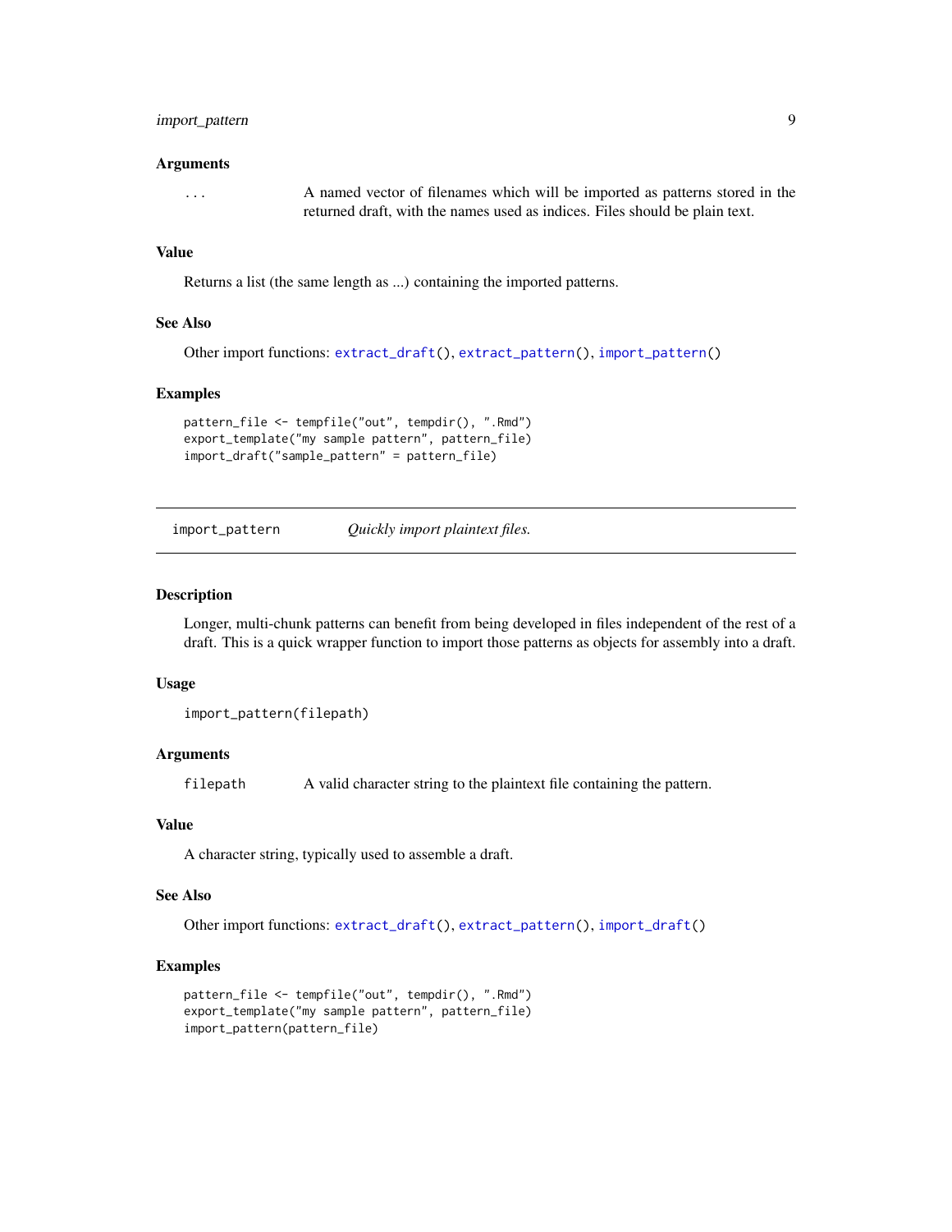### Arguments

| | |
|---|---|
| ... | A named vector of filenames which will be imported as patterns stored in the returned draft, with the names used as indices. Files should be plain text. |

### Value

Returns a list (the same length as ...) containing the imported patterns.

### See Also

Other import functions: `extract_draft()`, `extract_pattern()`, `import_pattern()`

### Examples

```
pattern_file <- tempfile("out", tempdir(), ".Rmd")
export_template("my sample pattern", pattern_file)
import_draft("sample_pattern" = pattern_file)
```

---

## `import_pattern` *Quickly import plaintext files.*

---

### Description

Longer, multi-chunk patterns can benefit from being developed in files independent of the rest of a draft. This is a quick wrapper function to import those patterns as objects for assembly into a draft.

### Usage

```
import_pattern(filepath)
```

### Arguments

| | |
|---|---|
| `filepath` | A valid character string to the plaintext file containing the pattern. |

### Value

A character string, typically used to assemble a draft.

### See Also

Other import functions: `extract_draft()`, `extract_pattern()`, `import_draft()`

### Examples

```
pattern_file <- tempfile("out", tempdir(), ".Rmd")
export_template("my sample pattern", pattern_file)
import_pattern(pattern_file)
```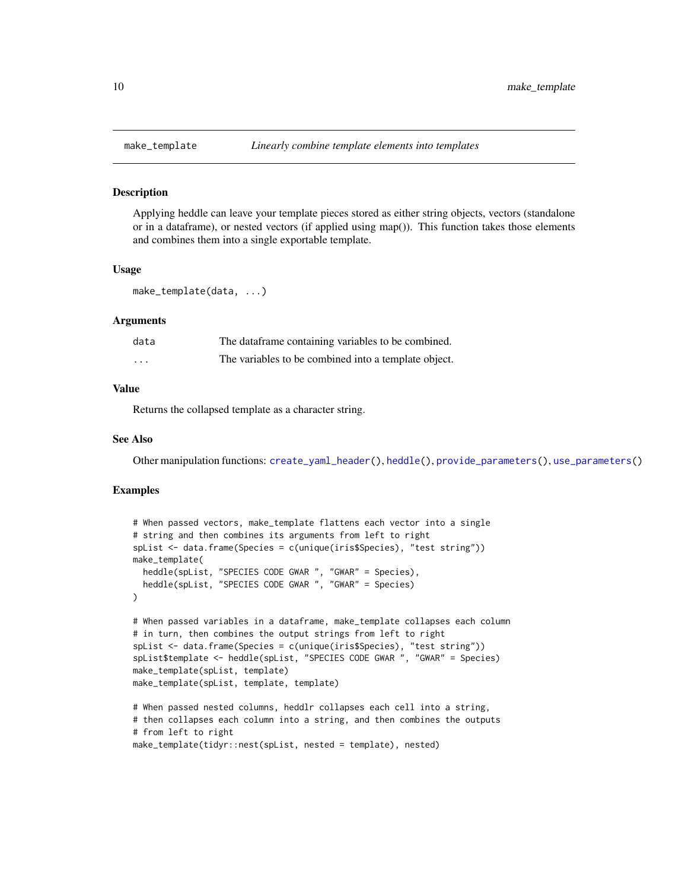# make_template — *Linearly combine template elements into templates*

## Description

Applying heddle can leave your template pieces stored as either string objects, vectors (standalone or in a dataframe), or nested vectors (if applied using map()). This function takes those elements and combines them into a single exportable template.

## Usage

```
make_template(data, ...)
```

## Arguments

| | |
|---|---|
| `data` | The dataframe containing variables to be combined. |
| `...` | The variables to be combined into a template object. |

## Value

Returns the collapsed template as a character string.

## See Also

Other manipulation functions: `create_yaml_header()`, `heddle()`, `provide_parameters()`, `use_parameters()`

## Examples

```
# When passed vectors, make_template flattens each vector into a single
# string and then combines its arguments from left to right
spList <- data.frame(Species = c(unique(iris$Species), "test string"))
make_template(
  heddle(spList, "SPECIES CODE GWAR ", "GWAR" = Species),
  heddle(spList, "SPECIES CODE GWAR ", "GWAR" = Species)
)

# When passed variables in a dataframe, make_template collapses each column
# in turn, then combines the output strings from left to right
spList <- data.frame(Species = c(unique(iris$Species), "test string"))
spList$template <- heddle(spList, "SPECIES CODE GWAR ", "GWAR" = Species)
make_template(spList, template)
make_template(spList, template, template)

# When passed nested columns, heddlr collapses each cell into a string,
# then collapses each column into a string, and then combines the outputs
# from left to right
make_template(tidyr::nest(spList, nested = template), nested)
```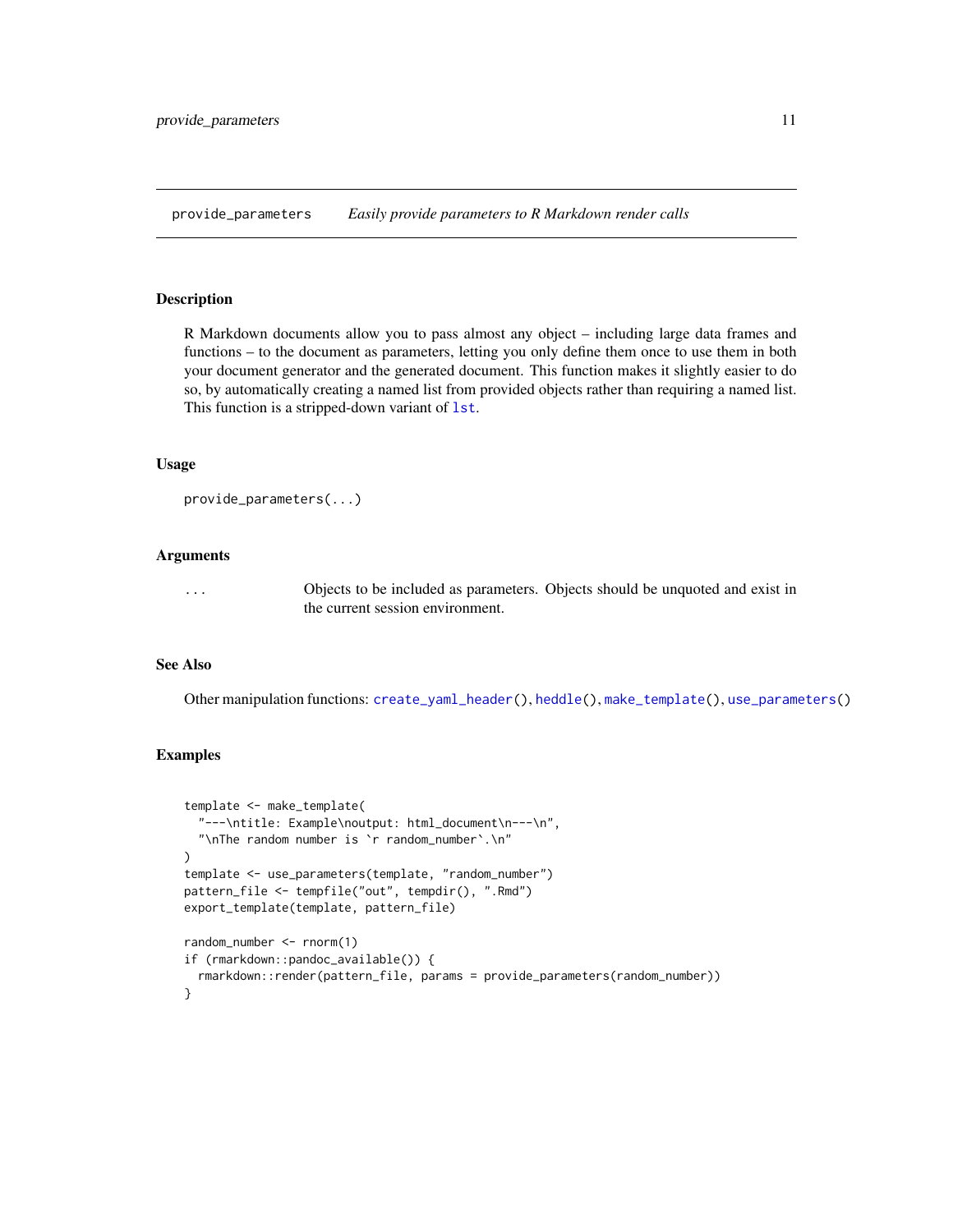## provide_parameters *Easily provide parameters to R Markdown render calls*

### Description

R Markdown documents allow you to pass almost any object – including large data frames and functions – to the document as parameters, letting you only define them once to use them in both your document generator and the generated document. This function makes it slightly easier to do so, by automatically creating a named list from provided objects rather than requiring a named list. This function is a stripped-down variant of `lst`.

### Usage

```
provide_parameters(...)
```

### Arguments

| | |
|---|---|
| ... | Objects to be included as parameters. Objects should be unquoted and exist in the current session environment. |

### See Also

Other manipulation functions: `create_yaml_header()`, `heddle()`, `make_template()`, `use_parameters()`

### Examples

```
template <- make_template(
  "---\ntitle: Example\noutput: html_document\n---\n",
  "\nThe random number is `r random_number`.\n"
)
template <- use_parameters(template, "random_number")
pattern_file <- tempfile("out", tempdir(), ".Rmd")
export_template(template, pattern_file)

random_number <- rnorm(1)
if (rmarkdown::pandoc_available()) {
  rmarkdown::render(pattern_file, params = provide_parameters(random_number))
}
```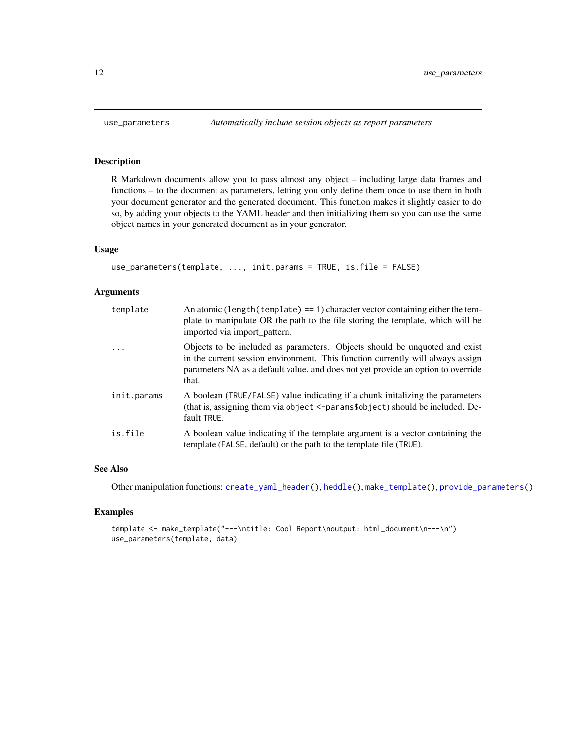## use_parameters — *Automatically include session objects as report parameters*

### Description

R Markdown documents allow you to pass almost any object – including large data frames and functions – to the document as parameters, letting you only define them once to use them in both your document generator and the generated document. This function makes it slightly easier to do so, by adding your objects to the YAML header and then initializing them so you can use the same object names in your generated document as in your generator.

### Usage

```
use_parameters(template, ..., init.params = TRUE, is.file = FALSE)
```

### Arguments

| | |
|---|---|
| `template` | An atomic (`length(template) == 1`) character vector containing either the template to manipulate OR the path to the file storing the template, which will be imported via import_pattern. |
| `...` | Objects to be included as parameters. Objects should be unquoted and exist in the current session environment. This function currently will always assign parameters NA as a default value, and does not yet provide an option to override that. |
| `init.params` | A boolean (`TRUE`/`FALSE`) value indicating if a chunk initalizing the parameters (that is, assigning them via `object <-params$object`) should be included. Default `TRUE`. |
| `is.file` | A boolean value indicating if the template argument is a vector containing the template (`FALSE`, default) or the path to the template file (`TRUE`). |

### See Also

Other manipulation functions: `create_yaml_header()`, `heddle()`, `make_template()`, `provide_parameters()`

### Examples

```
template <- make_template("---\ntitle: Cool Report\noutput: html_document\n---\n")
use_parameters(template, data)
```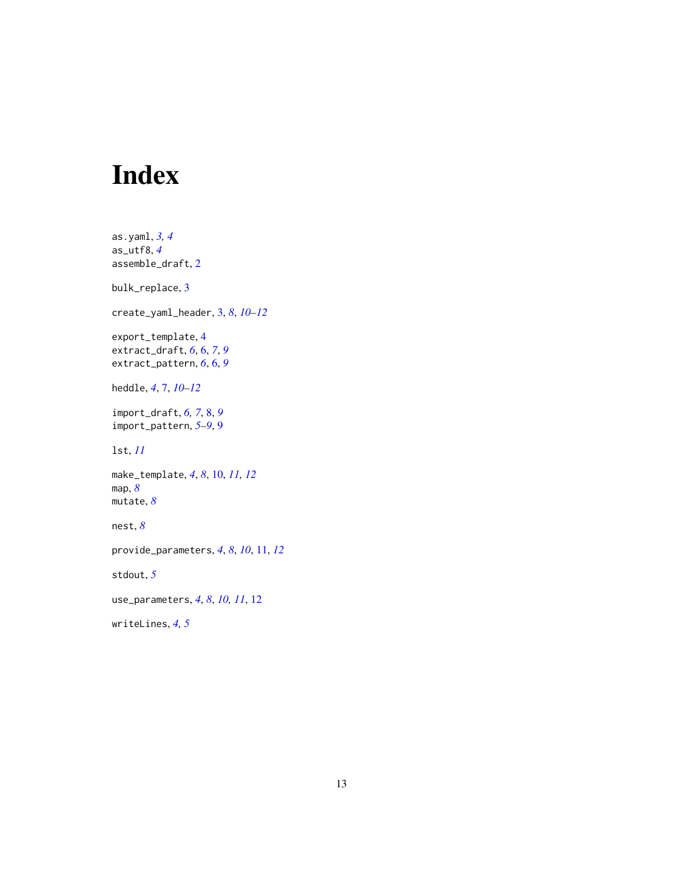# Index

as.yaml, *3, 4*
as_utf8, *4*
assemble_draft, 2

bulk_replace, 3

create_yaml_header, 3, *8*, *10–12*

export_template, 4
extract_draft, *6*, 6, *7*, *9*
extract_pattern, *6*, 6, *9*

heddle, *4*, 7, *10–12*

import_draft, *6, 7*, 8, *9*
import_pattern, *5–9*, 9

lst, *11*

make_template, *4*, *8*, 10, *11, 12*
map, *8*
mutate, *8*

nest, *8*

provide_parameters, *4*, *8*, *10*, 11, *12*

stdout, *5*

use_parameters, *4*, *8*, *10, 11*, 12

writeLines, *4, 5*